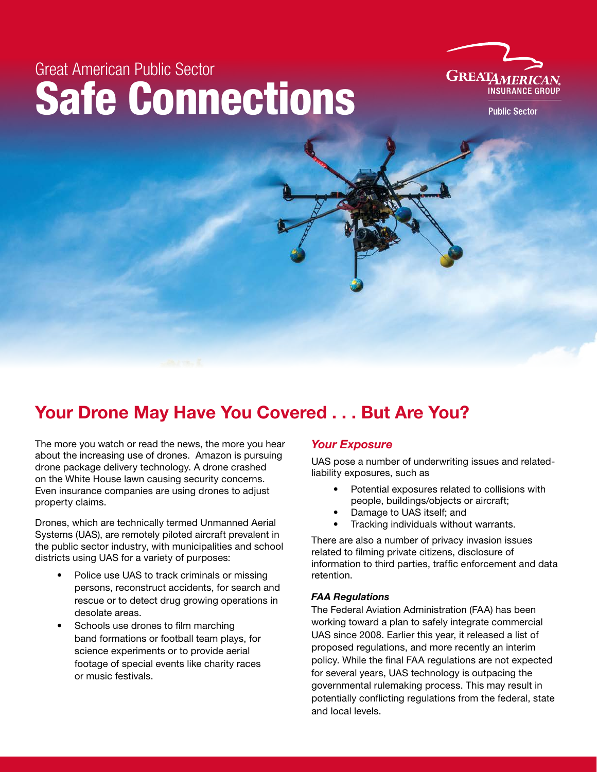Great American Public Sector

# Safe Connections

## Your Drone May Have You Covered . . . But Are You?

The more you watch or read the news, the more you hear about the increasing use of drones. Amazon is pursuing drone package delivery technology. A drone crashed on the White House lawn causing security concerns. Even insurance companies are using drones to adjust property claims.

Drones, which are technically termed Unmanned Aerial Systems (UAS), are remotely piloted aircraft prevalent in the public sector industry, with municipalities and school districts using UAS for a variety of purposes:

- Police use UAS to track criminals or missing persons, reconstruct accidents, for search and rescue or to detect drug growing operations in desolate areas.
- Schools use drones to film marching band formations or football team plays, for science experiments or to provide aerial footage of special events like charity races or music festivals.

### *Your Exposure*

UAS pose a number of underwriting issues and related-liability exposures, such as

- Potential exposures related to collisions with people, buildings/objects or aircraft;
- Damage to UAS itself; and
- Tracking individuals without warrants.

There are also a number of privacy invasion issues related to filming private citizens, disclosure of information to third parties, traffic enforcement and data retention.

#### *FAA Regulations*

The Federal Aviation Administration (FAA) has been working toward a plan to safely integrate commercial UAS since 2008. Earlier this year, it released a list of proposed regulations, and more recently an interim policy. While the final FAA regulations are not expected for several years, UAS technology is outpacing the governmental rulemaking process. This may result in potentially conflicting regulations from the federal, state and local levels.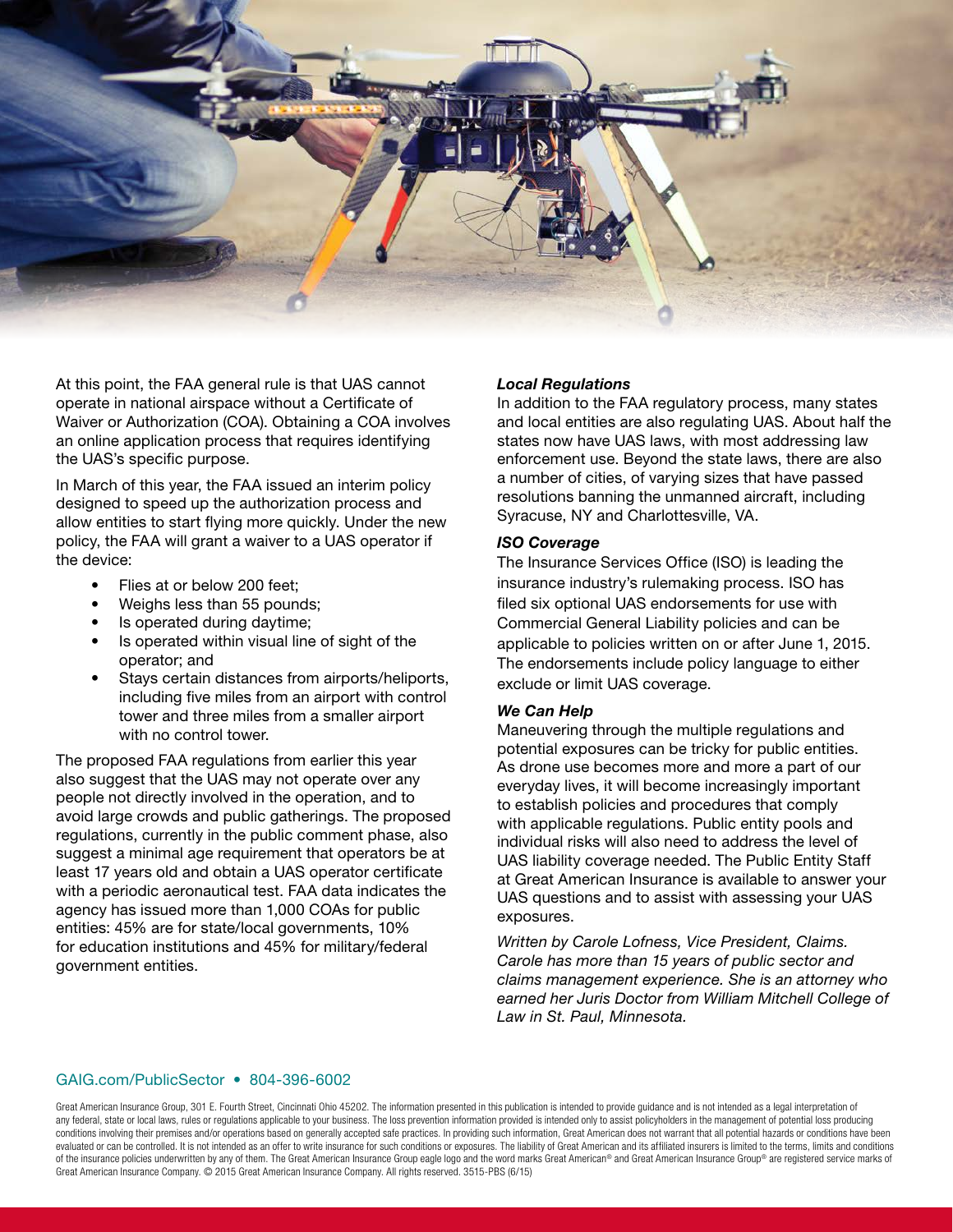At this point, the FAA general rule is that UAS cannot operate in national airspace without a Certificate of Waiver or Authorization (COA). Obtaining a COA involves an online application process that requires identifying the UAS's specific purpose.

In March of this year, the FAA issued an interim policy designed to speed up the authorization process and allow entities to start flying more quickly. Under the new policy, the FAA will grant a waiver to a UAS operator if the device:

- Flies at or below 200 feet;
- Weighs less than 55 pounds;
- Is operated during daytime;
- Is operated within visual line of sight of the operator; and
- Stays certain distances from airports/heliports, including five miles from an airport with control tower and three miles from a smaller airport with no control tower.

The proposed FAA regulations from earlier this year also suggest that the UAS may not operate over any people not directly involved in the operation, and to avoid large crowds and public gatherings. The proposed regulations, currently in the public comment phase, also suggest a minimal age requirement that operators be at least 17 years old and obtain a UAS operator certificate with a periodic aeronautical test. FAA data indicates the agency has issued more than 1,000 COAs for public entities: 45% are for state/local governments, 10% for education institutions and 45% for military/federal government entities.

### *Local Regulations*

In addition to the FAA regulatory process, many states and local entities are also regulating UAS. About half the states now have UAS laws, with most addressing law enforcement use. Beyond the state laws, there are also a number of cities, of varying sizes that have passed resolutions banning the unmanned aircraft, including Syracuse, NY and Charlottesville, VA.

### *ISO Coverage*

The Insurance Services Office (ISO) is leading the insurance industry's rulemaking process. ISO has filed six optional UAS endorsements for use with Commercial General Liability policies and can be applicable to policies written on or after June 1, 2015. The endorsements include policy language to either exclude or limit UAS coverage.

### *We Can Help*

Maneuvering through the multiple regulations and potential exposures can be tricky for public entities. As drone use becomes more and more a part of our everyday lives, it will become increasingly important to establish policies and procedures that comply with applicable regulations. Public entity pools and individual risks will also need to address the level of UAS liability coverage needed. The Public Entity Staff at Great American Insurance is available to answer your UAS questions and to assist with assessing your UAS exposures.

*Written by Carole Lofness, Vice President, Claims. Carole has more than 15 years of public sector and claims management experience. She is an attorney who earned her Juris Doctor from William Mitchell College of Law in St. Paul, Minnesota.*

GAIG.com/PublicSector • 804-396-6002

Great American Insurance Group, 301 E. Fourth Street, Cincinnati Ohio 45202. The information presented in this publication is intended to provide guidance and is not intended as a legal interpretation of any federal, state or local laws, rules or regulations applicable to your business. The loss prevention information provided is intended only to assist policyholders in the management of potential loss producing conditions involving their premises and/or operations based on generally accepted safe practices. In providing such information, Great American does not warrant that all potential hazards or conditions have been evaluated or can be controlled. It is not intended as an offer to write insurance for such conditions or exposures. The liability of Great American and its affiliated insurers is limited to the terms, limits and conditions of the insurance policies underwritten by any of them. The Great American Insurance Group eagle logo and the word marks Great American® and Great American Insurance Group® are registered service marks of Great American Insurance Company. © 2015 Great American Insurance Company. All rights reserved. 3515-PBS (6/15)